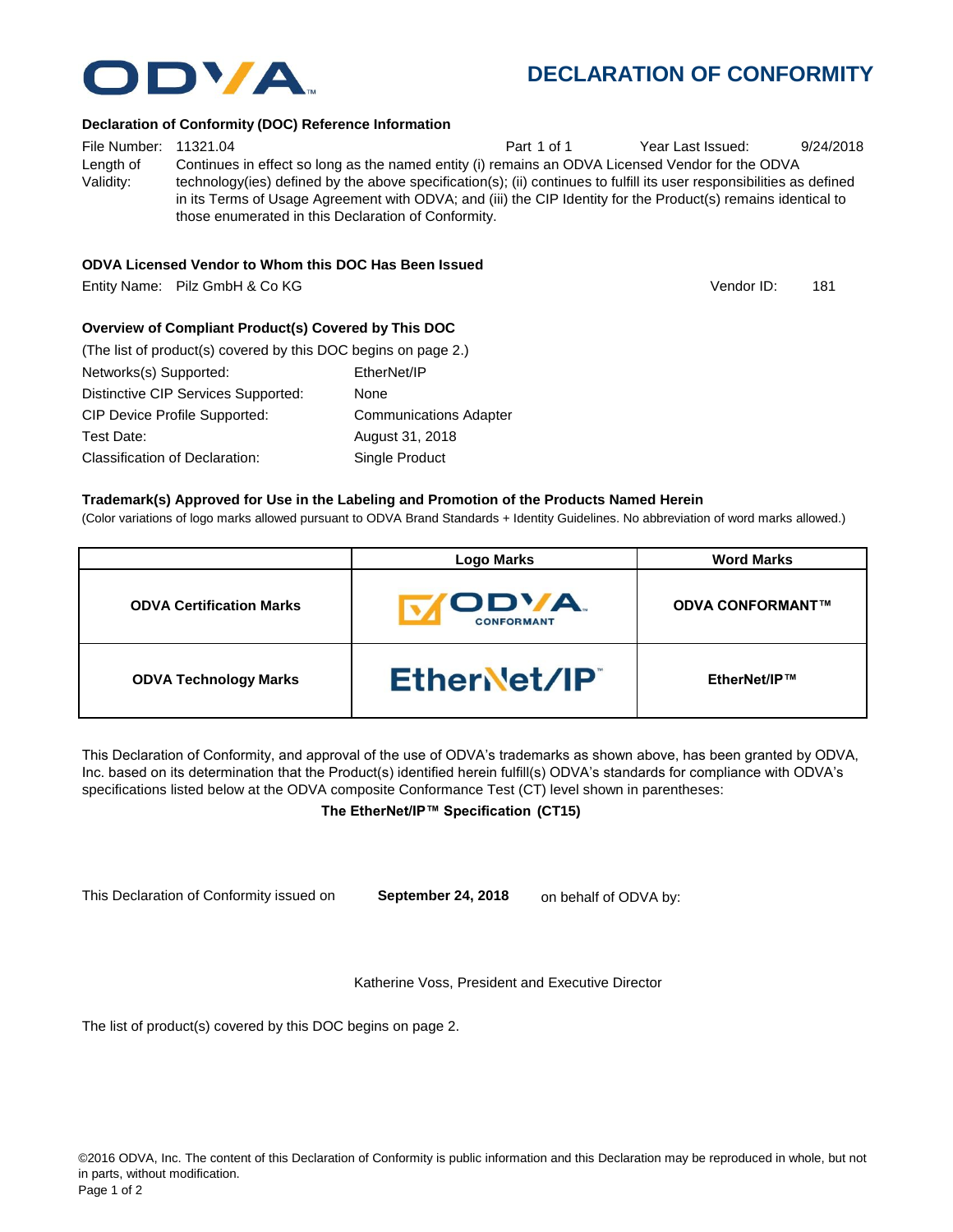ODVA

# DECLARATION OF CONFORMITY

### Declaration of Conformity (DOC) Reference Information

File Number: 11321.04 | Part 1 of 1 | Year Last Issued: 9/24/2018

Length of Validity: Continues in effect so long as the named entity (i) remains an ODVA Licensed Vendor for the ODVA technology(ies) defined by the above specification(s); (ii) continues to fulfill its user responsibilities as defined in its Terms of Usage Agreement with ODVA; and (iii) the CIP Identity for the Product(s) remains identical to those enumerated in this Declaration of Conformity.

### ODVA Licensed Vendor to Whom this DOC Has Been Issued

Entity Name: Pilz GmbH & Co KG | Vendor ID: 181

### Overview of Compliant Product(s) Covered by This DOC

(The list of product(s) covered by this DOC begins on page 2.)

| | |
|---|---|
| Networks(s) Supported: | EtherNet/IP |
| Distinctive CIP Services Supported: | None |
| CIP Device Profile Supported: | Communications Adapter |
| Test Date: | August 31, 2018 |
| Classification of Declaration: | Single Product |

### Trademark(s) Approved for Use in the Labeling and Promotion of the Products Named Herein

(Color variations of logo marks allowed pursuant to ODVA Brand Standards + Identity Guidelines. No abbreviation of word marks allowed.)

| | Logo Marks | Word Marks |
|---|---|---|
| **ODVA Certification Marks** | ODVA CONFORMANT | **ODVA CONFORMANT™** |
| **ODVA Technology Marks** | EtherNet/IP™ | **EtherNet/IP™** |

This Declaration of Conformity, and approval of the use of ODVA's trademarks as shown above, has been granted by ODVA, Inc. based on its determination that the Product(s) identified herein fulfill(s) ODVA's standards for compliance with ODVA's specifications listed below at the ODVA composite Conformance Test (CT) level shown in parentheses:

**The EtherNet/IP™ Specification (CT15)**

This Declaration of Conformity issued on **September 24, 2018** on behalf of ODVA by:

Katherine Voss, President and Executive Director

The list of product(s) covered by this DOC begins on page 2.

©2016 ODVA, Inc. The content of this Declaration of Conformity is public information and this Declaration may be reproduced in whole, but not in parts, without modification.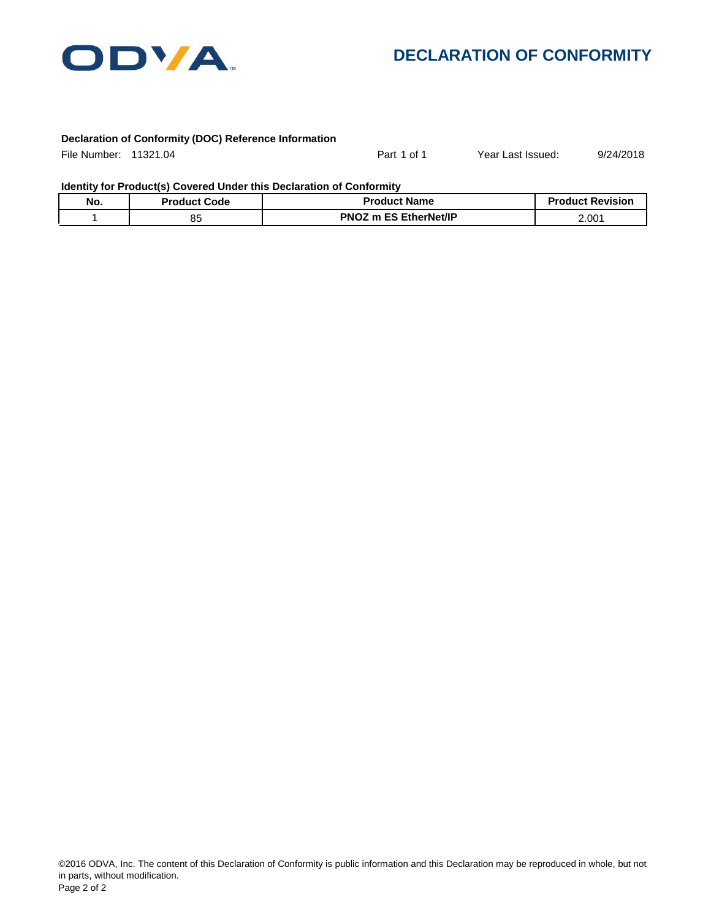# DECLARATION OF CONFORMITY

**Declaration of Conformity (DOC) Reference Information**

File Number: 11321.04 Part 1 of 1 Year Last Issued: 9/24/2018

**Identity for Product(s) Covered Under this Declaration of Conformity**

| No. | Product Code | Product Name | Product Revision |
|---|---|---|---|
| 1 | 85 | **PNOZ m ES EtherNet/IP** | 2.001 |

©2016 ODVA, Inc. The content of this Declaration of Conformity is public information and this Declaration may be reproduced in whole, but not in parts, without modification.